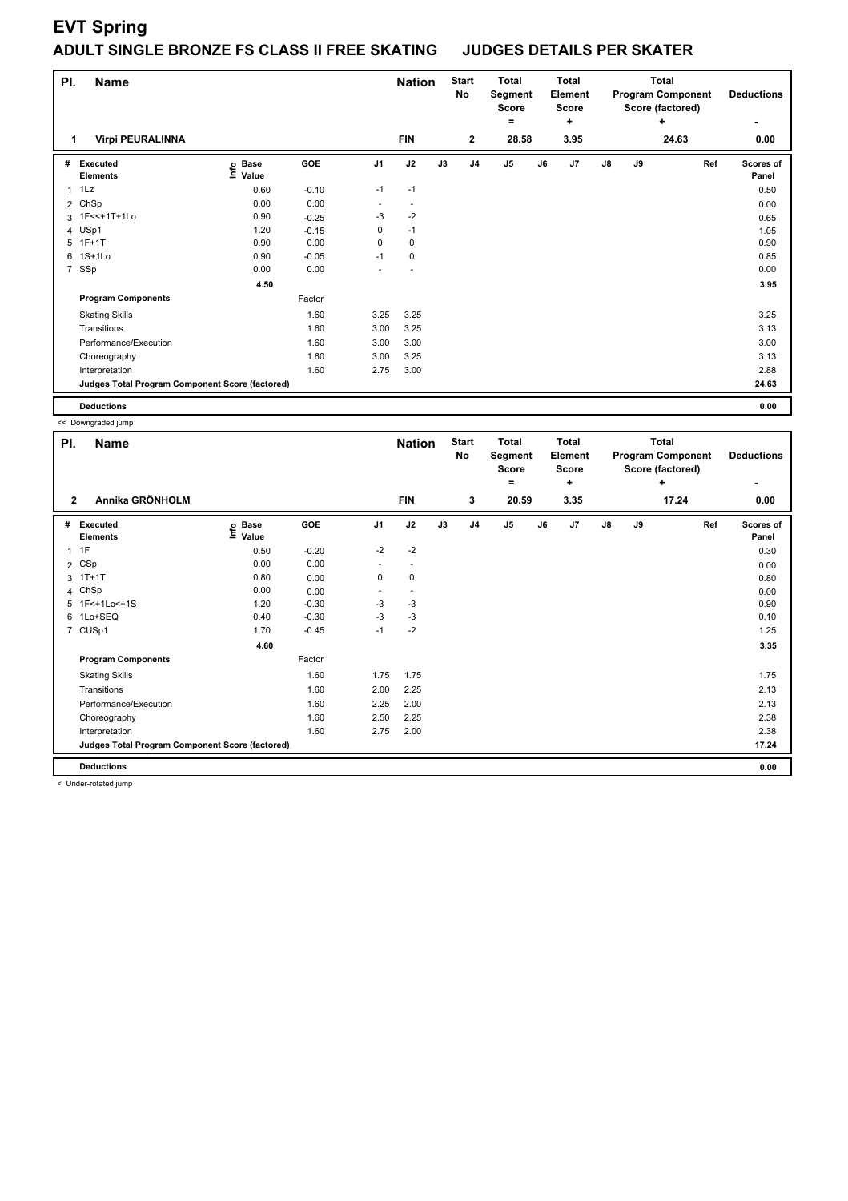# EVT Spring

## ADULT SINGLE BRONZE FS CLASS II FREE SKATING JUDGES DETAILS PER SKATER

| Pl. | Name | Nation | Start No | Total Segment Score = | Total Element Score + | Total Program Component Score (factored) + | Deductions - |
|---|---|---|---|---|---|---|---|
| 1 | Virpi PEURALINNA | FIN | 2 | 28.58 | 3.95 | 24.63 | 0.00 |

| # | Executed Elements | Info | Base Value | GOE | J1 | J2 | J3 | J4 | J5 | J6 | J7 | J8 | J9 | Ref | Scores of Panel |
|---|---|---|---|---|---|---|---|---|---|---|---|---|---|---|---|
| 1 | 1Lz | | 0.60 | -0.10 | -1 | -1 | | | | | | | | | 0.50 |
| 2 | ChSp | | 0.00 | 0.00 | - | - | | | | | | | | | 0.00 |
| 3 | 1F<<+1T+1Lo | | 0.90 | -0.25 | -3 | -2 | | | | | | | | | 0.65 |
| 4 | USp1 | | 1.20 | -0.15 | 0 | -1 | | | | | | | | | 1.05 |
| 5 | 1F+1T | | 0.90 | 0.00 | 0 | 0 | | | | | | | | | 0.90 |
| 6 | 1S+1Lo | | 0.90 | -0.05 | -1 | 0 | | | | | | | | | 0.85 |
| 7 | SSp | | 0.00 | 0.00 | - | - | | | | | | | | | 0.00 |
| | | | 4.50 | | | | | | | | | | | | 3.95 |
| | **Program Components** | | | Factor | | | | | | | | | | | |
| | Skating Skills | | | 1.60 | 3.25 | 3.25 | | | | | | | | | 3.25 |
| | Transitions | | | 1.60 | 3.00 | 3.25 | | | | | | | | | 3.13 |
| | Performance/Execution | | | 1.60 | 3.00 | 3.00 | | | | | | | | | 3.00 |
| | Choreography | | | 1.60 | 3.00 | 3.25 | | | | | | | | | 3.13 |
| | Interpretation | | | 1.60 | 2.75 | 3.00 | | | | | | | | | 2.88 |
| | **Judges Total Program Component Score (factored)** | | | | | | | | | | | | | | 24.63 |
| | **Deductions** | | | | | | | | | | | | | | 0.00 |

<< Downgraded jump

| Pl. | Name | Nation | Start No | Total Segment Score = | Total Element Score + | Total Program Component Score (factored) + | Deductions - |
|---|---|---|---|---|---|---|---|
| 2 | Annika GRÖNHOLM | FIN | 3 | 20.59 | 3.35 | 17.24 | 0.00 |

| # | Executed Elements | Info | Base Value | GOE | J1 | J2 | J3 | J4 | J5 | J6 | J7 | J8 | J9 | Ref | Scores of Panel |
|---|---|---|---|---|---|---|---|---|---|---|---|---|---|---|---|
| 1 | 1F | | 0.50 | -0.20 | -2 | -2 | | | | | | | | | 0.30 |
| 2 | CSp | | 0.00 | 0.00 | - | - | | | | | | | | | 0.00 |
| 3 | 1T+1T | | 0.80 | 0.00 | 0 | 0 | | | | | | | | | 0.80 |
| 4 | ChSp | | 0.00 | 0.00 | - | - | | | | | | | | | 0.00 |
| 5 | 1F<+1Lo<+1S | | 1.20 | -0.30 | -3 | -3 | | | | | | | | | 0.90 |
| 6 | 1Lo+SEQ | | 0.40 | -0.30 | -3 | -3 | | | | | | | | | 0.10 |
| 7 | CUSp1 | | 1.70 | -0.45 | -1 | -2 | | | | | | | | | 1.25 |
| | | | 4.60 | | | | | | | | | | | | 3.35 |
| | **Program Components** | | | Factor | | | | | | | | | | | |
| | Skating Skills | | | 1.60 | 1.75 | 1.75 | | | | | | | | | 1.75 |
| | Transitions | | | 1.60 | 2.00 | 2.25 | | | | | | | | | 2.13 |
| | Performance/Execution | | | 1.60 | 2.25 | 2.00 | | | | | | | | | 2.13 |
| | Choreography | | | 1.60 | 2.50 | 2.25 | | | | | | | | | 2.38 |
| | Interpretation | | | 1.60 | 2.75 | 2.00 | | | | | | | | | 2.38 |
| | **Judges Total Program Component Score (factored)** | | | | | | | | | | | | | | 17.24 |
| | **Deductions** | | | | | | | | | | | | | | 0.00 |

< Under-rotated jump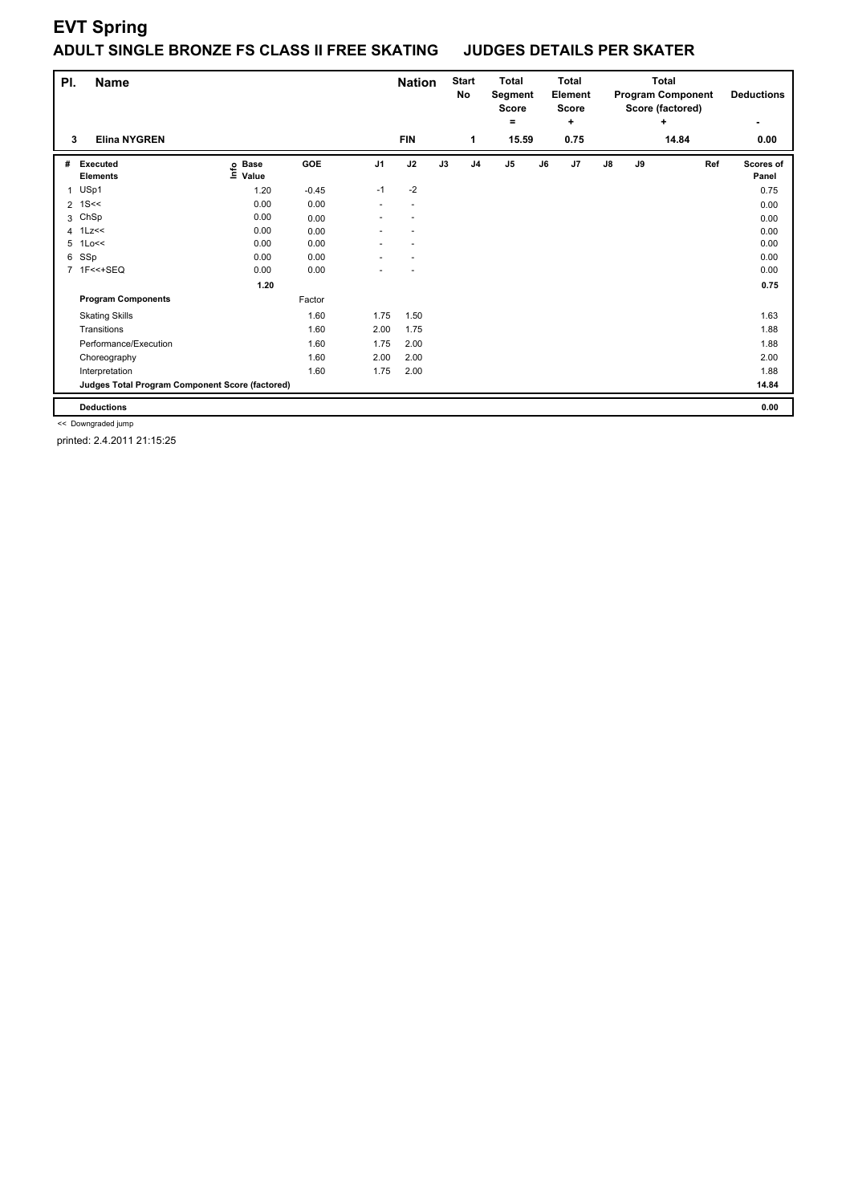# EVT Spring

## ADULT SINGLE BRONZE FS CLASS II FREE SKATING JUDGES DETAILS PER SKATER

| Pl. | Name | Nation | Start No | Total Segment Score = | Total Element Score + | Total Program Component Score (factored) + | Deductions - |
|---|---|---|---|---|---|---|---|
| 3 | Elina NYGREN | FIN | 1 | 15.59 | 0.75 | 14.84 | 0.00 |

| # | Executed Elements | Info | Base Value | GOE | J1 | J2 | J3 | J4 | J5 | J6 | J7 | J8 | J9 | Ref | Scores of Panel |
|---|---|---|---|---|---|---|---|---|---|---|---|---|---|---|---|
| 1 | USp1 | | 1.20 | -0.45 | -1 | -2 | | | | | | | | | 0.75 |
| 2 | 1S<< | | 0.00 | 0.00 | - | - | | | | | | | | | 0.00 |
| 3 | ChSp | | 0.00 | 0.00 | - | - | | | | | | | | | 0.00 |
| 4 | 1Lz<< | | 0.00 | 0.00 | - | - | | | | | | | | | 0.00 |
| 5 | 1Lo<< | | 0.00 | 0.00 | - | - | | | | | | | | | 0.00 |
| 6 | SSp | | 0.00 | 0.00 | - | - | | | | | | | | | 0.00 |
| 7 | 1F<<+SEQ | | 0.00 | 0.00 | - | - | | | | | | | | | 0.00 |
| | | | 1.20 | | | | | | | | | | | | 0.75 |
| | Program Components | | | Factor | | | | | | | | | | | |
| | Skating Skills | | | 1.60 | 1.75 | 1.50 | | | | | | | | | 1.63 |
| | Transitions | | | 1.60 | 2.00 | 1.75 | | | | | | | | | 1.88 |
| | Performance/Execution | | | 1.60 | 1.75 | 2.00 | | | | | | | | | 1.88 |
| | Choreography | | | 1.60 | 2.00 | 2.00 | | | | | | | | | 2.00 |
| | Interpretation | | | 1.60 | 1.75 | 2.00 | | | | | | | | | 1.88 |
| | Judges Total Program Component Score (factored) | | | | | | | | | | | | | | 14.84 |
| | Deductions | | | | | | | | | | | | | | 0.00 |

<< Downgraded jump

printed: 2.4.2011 21:15:25